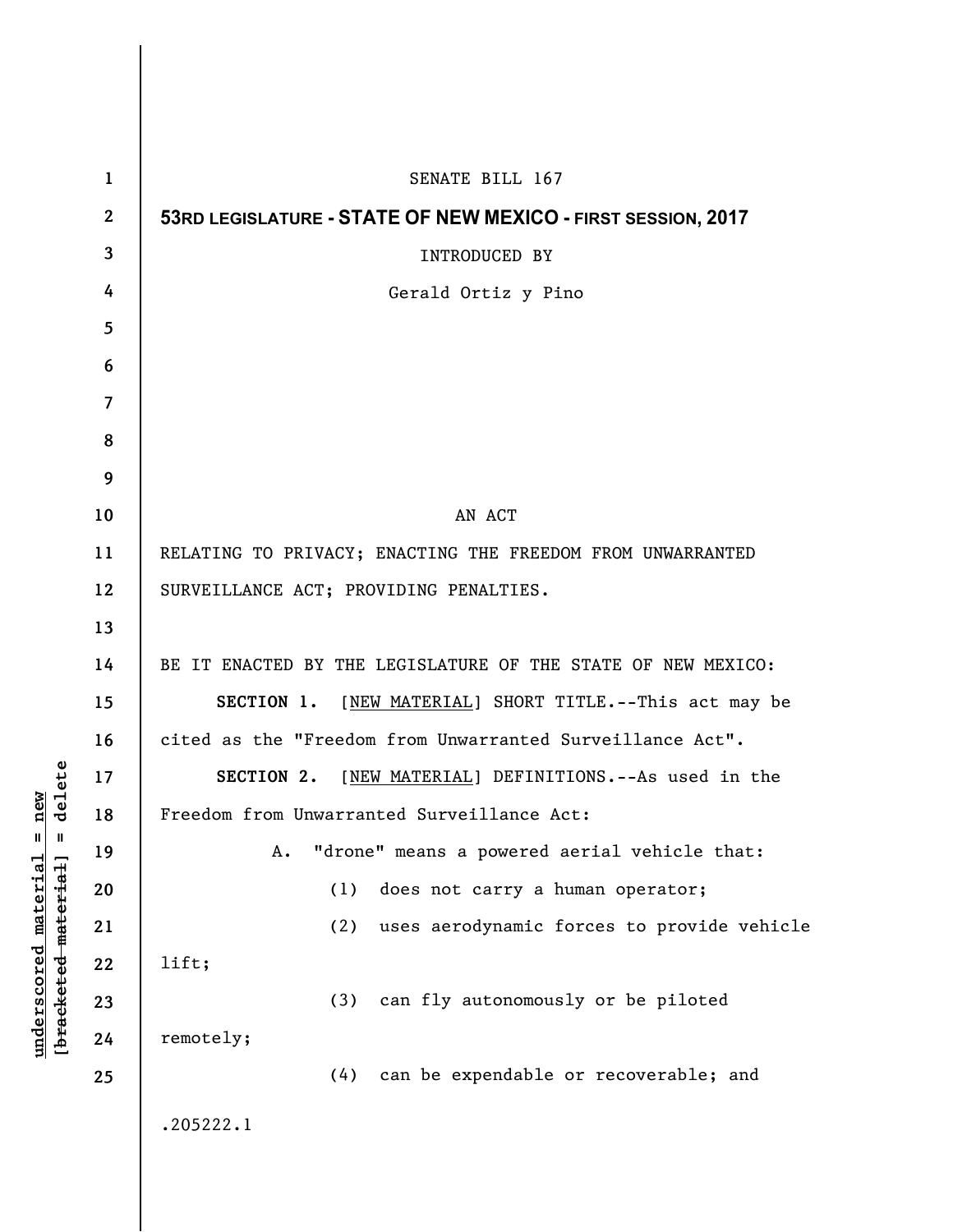SENATE BILL 167

**53RD LEGISLATURE - STATE OF NEW MEXICO - FIRST SESSION, 2017**

INTRODUCED BY

Gerald Ortiz y Pino

AN ACT

RELATING TO PRIVACY; ENACTING THE FREEDOM FROM UNWARRANTED SURVEILLANCE ACT; PROVIDING PENALTIES.

BE IT ENACTED BY THE LEGISLATURE OF THE STATE OF NEW MEXICO:

**SECTION 1.** [NEW MATERIAL] SHORT TITLE.--This act may be cited as the "Freedom from Unwarranted Surveillance Act".

**SECTION 2.** [NEW MATERIAL] DEFINITIONS.--As used in the Freedom from Unwarranted Surveillance Act:

A. "drone" means a powered aerial vehicle that:

(1) does not carry a human operator;

(2) uses aerodynamic forces to provide vehicle lift;

(3) can fly autonomously or be piloted remotely;

(4) can be expendable or recoverable; and

.205222.1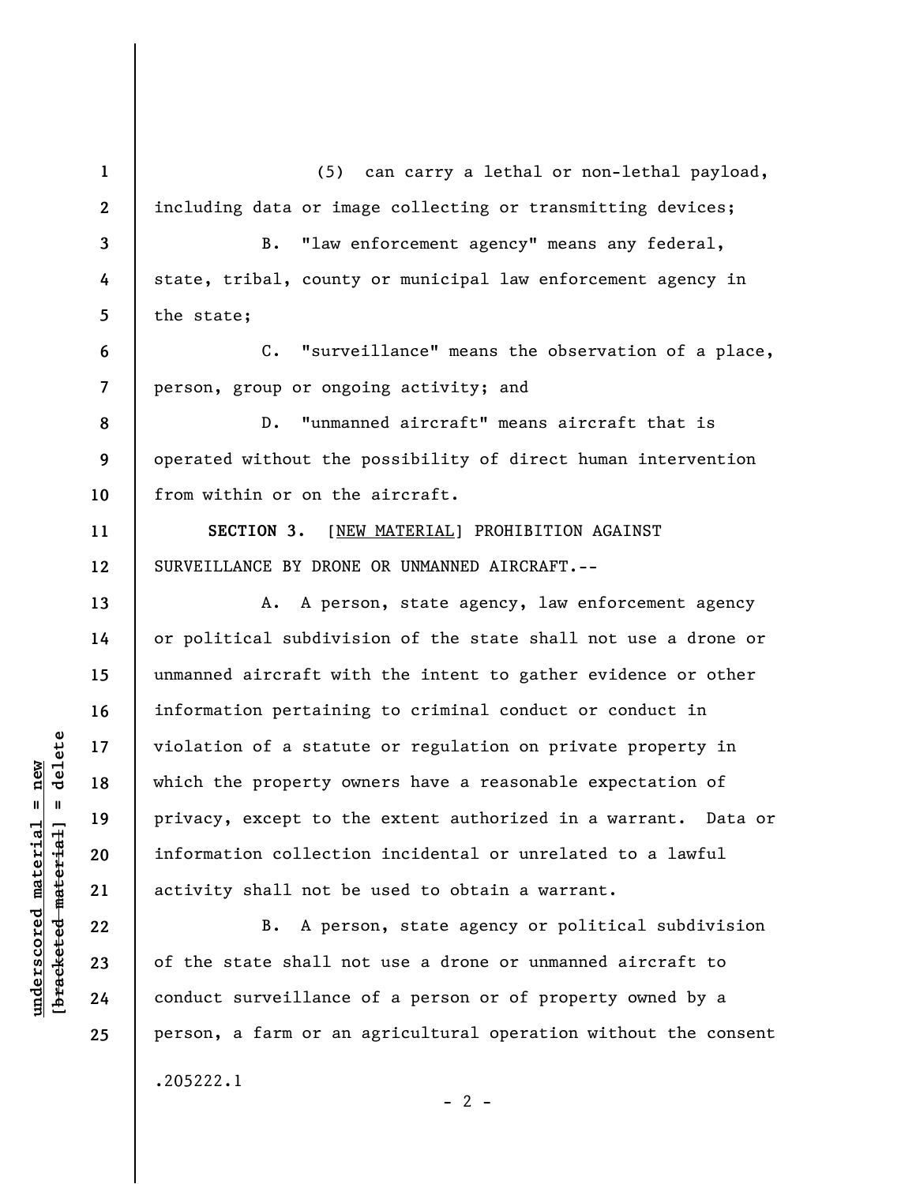(5) can carry a lethal or non-lethal payload, including data or image collecting or transmitting devices;

B. "law enforcement agency" means any federal, state, tribal, county or municipal law enforcement agency in the state;

C. "surveillance" means the observation of a place, person, group or ongoing activity; and

D. "unmanned aircraft" means aircraft that is operated without the possibility of direct human intervention from within or on the aircraft.

**SECTION 3.** [NEW MATERIAL] PROHIBITION AGAINST SURVEILLANCE BY DRONE OR UNMANNED AIRCRAFT.--

A. A person, state agency, law enforcement agency or political subdivision of the state shall not use a drone or unmanned aircraft with the intent to gather evidence or other information pertaining to criminal conduct or conduct in violation of a statute or regulation on private property in which the property owners have a reasonable expectation of privacy, except to the extent authorized in a warrant. Data or information collection incidental or unrelated to a lawful activity shall not be used to obtain a warrant.

B. A person, state agency or political subdivision of the state shall not use a drone or unmanned aircraft to conduct surveillance of a person or of property owned by a person, a farm or an agricultural operation without the consent

.205222.1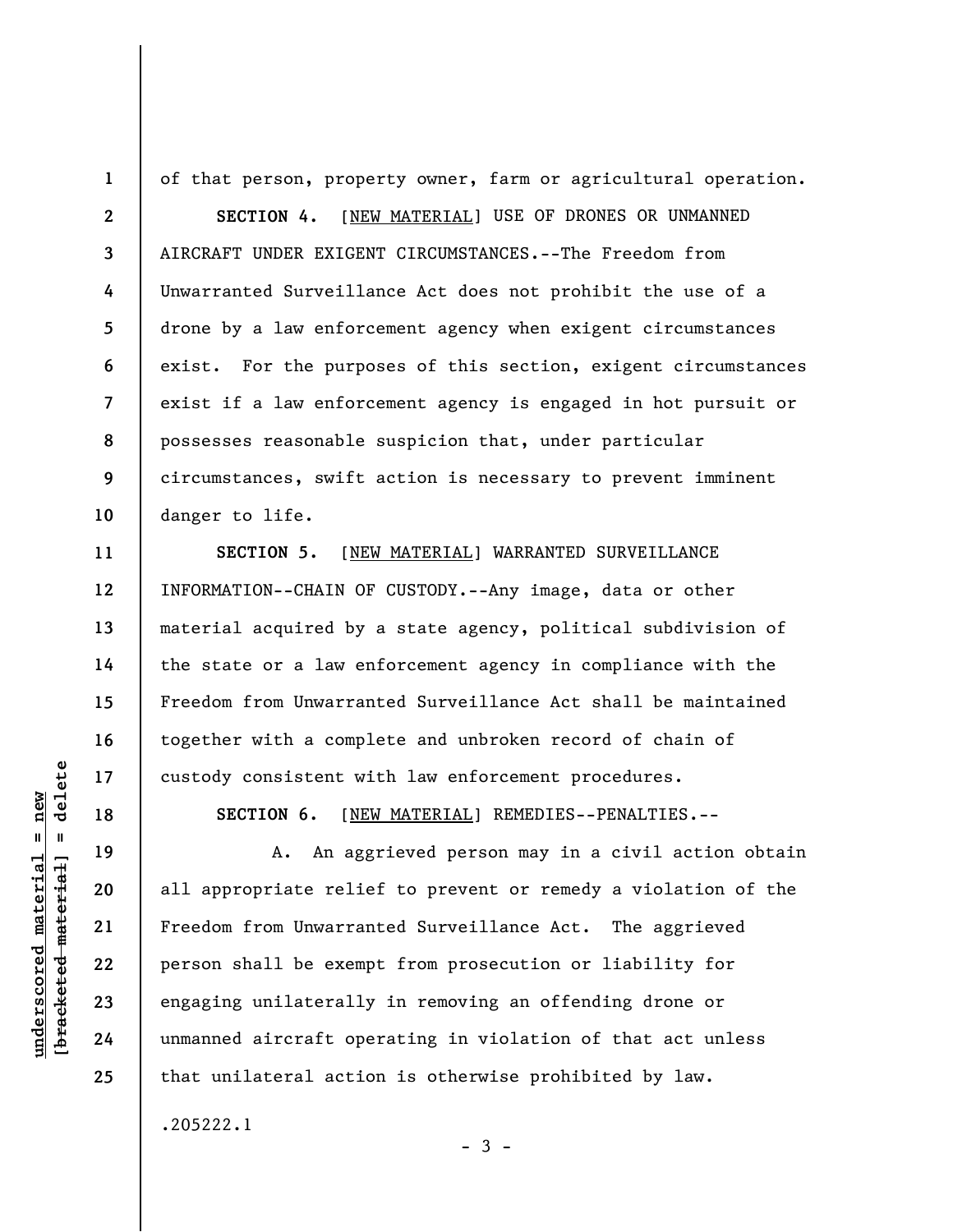of that person, property owner, farm or agricultural operation.

**SECTION 4.** [NEW MATERIAL] USE OF DRONES OR UNMANNED AIRCRAFT UNDER EXIGENT CIRCUMSTANCES.--The Freedom from Unwarranted Surveillance Act does not prohibit the use of a drone by a law enforcement agency when exigent circumstances exist. For the purposes of this section, exigent circumstances exist if a law enforcement agency is engaged in hot pursuit or possesses reasonable suspicion that, under particular circumstances, swift action is necessary to prevent imminent danger to life.

**SECTION 5.** [NEW MATERIAL] WARRANTED SURVEILLANCE INFORMATION--CHAIN OF CUSTODY.--Any image, data or other material acquired by a state agency, political subdivision of the state or a law enforcement agency in compliance with the Freedom from Unwarranted Surveillance Act shall be maintained together with a complete and unbroken record of chain of custody consistent with law enforcement procedures.

**SECTION 6.** [NEW MATERIAL] REMEDIES--PENALTIES.--

A. An aggrieved person may in a civil action obtain all appropriate relief to prevent or remedy a violation of the Freedom from Unwarranted Surveillance Act. The aggrieved person shall be exempt from prosecution or liability for engaging unilaterally in removing an offending drone or unmanned aircraft operating in violation of that act unless that unilateral action is otherwise prohibited by law.

.205222.1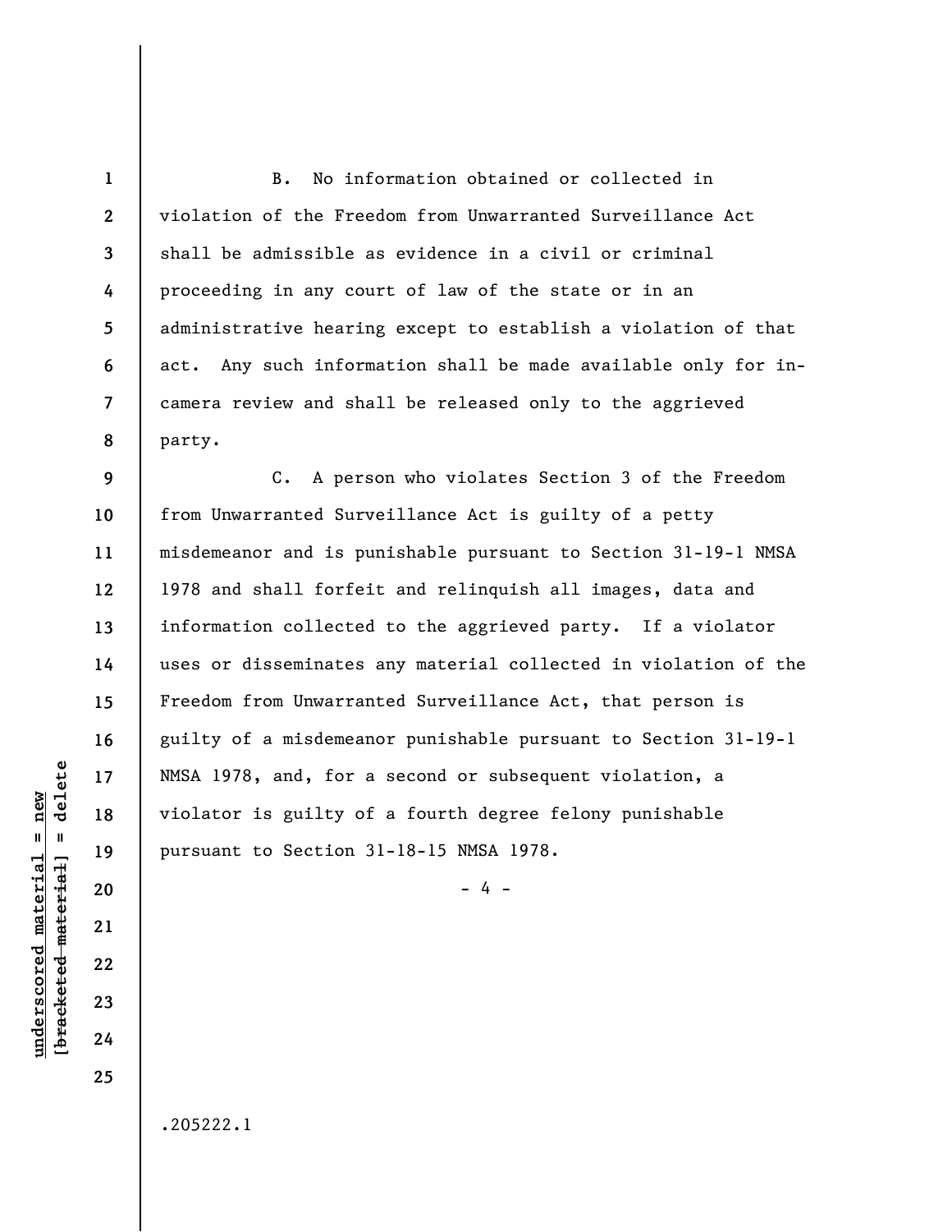B. No information obtained or collected in violation of the Freedom from Unwarranted Surveillance Act shall be admissible as evidence in a civil or criminal proceeding in any court of law of the state or in an administrative hearing except to establish a violation of that act. Any such information shall be made available only for in-camera review and shall be released only to the aggrieved party.

C. A person who violates Section 3 of the Freedom from Unwarranted Surveillance Act is guilty of a petty misdemeanor and is punishable pursuant to Section 31-19-1 NMSA 1978 and shall forfeit and relinquish all images, data and information collected to the aggrieved party. If a violator uses or disseminates any material collected in violation of the Freedom from Unwarranted Surveillance Act, that person is guilty of a misdemeanor punishable pursuant to Section 31-19-1 NMSA 1978, and, for a second or subsequent violation, a violator is guilty of a fourth degree felony punishable pursuant to Section 31-18-15 NMSA 1978.

.205222.1